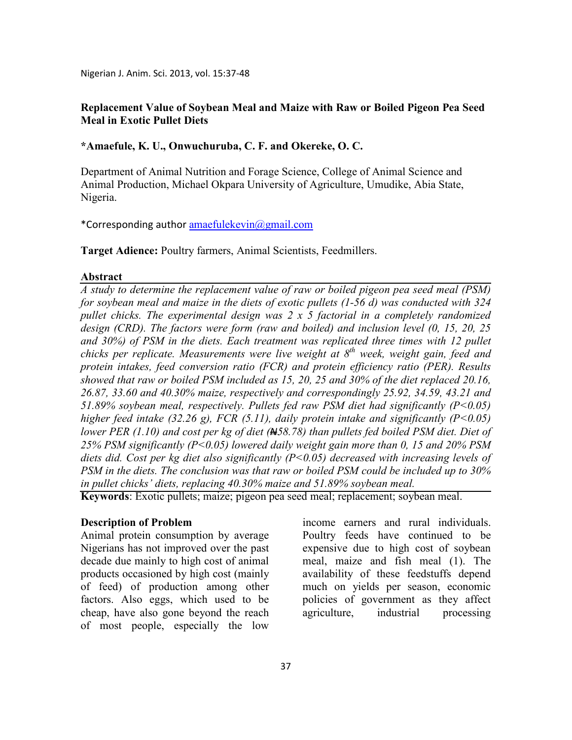# Replacement Value of Soybean Meal and Maize with Raw or Boiled Pigeon Pea Seed Meal in Exotic Pullet Diets

**\*Amaefule, K. U., Onwuchuruba, C. F. and Okereke, O. C.**

Department of Animal Nutrition and Forage Science, College of Animal Science and Animal Production, Michael Okpara University of Agriculture, Umudike, Abia State, Nigeria.

\*Corresponding author amaefulekevin@gmail.com

**Target Adience:** Poultry farmers, Animal Scientists, Feedmillers.

## Abstract

*A study to determine the replacement value of raw or boiled pigeon pea seed meal (PSM) for soybean meal and maize in the diets of exotic pullets (1-56 d) was conducted with 324 pullet chicks. The experimental design was 2 x 5 factorial in a completely randomized design (CRD). The factors were form (raw and boiled) and inclusion level (0, 15, 20, 25 and 30%) of PSM in the diets. Each treatment was replicated three times with 12 pullet chicks per replicate. Measurements were live weight at 8$^{th}$ week, weight gain, feed and protein intakes, feed conversion ratio (FCR) and protein efficiency ratio (PER). Results showed that raw or boiled PSM included as 15, 20, 25 and 30% of the diet replaced 20.16, 26.87, 33.60 and 40.30% maize, respectively and correspondingly 25.92, 34.59, 43.21 and 51.89% soybean meal, respectively. Pullets fed raw PSM diet had significantly (P<0.05) higher feed intake (32.26 g), FCR (5.11), daily protein intake and significantly (P<0.05) lower PER (1.10) and cost per kg of diet (₦58.78) than pullets fed boiled PSM diet. Diet of 25% PSM significantly (P<0.05) lowered daily weight gain more than 0, 15 and 20% PSM diets did. Cost per kg diet also significantly (P<0.05) decreased with increasing levels of PSM in the diets. The conclusion was that raw or boiled PSM could be included up to 30% in pullet chicks' diets, replacing 40.30% maize and 51.89% soybean meal.*

**Keywords**: Exotic pullets; maize; pigeon pea seed meal; replacement; soybean meal.

## Description of Problem

Animal protein consumption by average Nigerians has not improved over the past decade due mainly to high cost of animal products occasioned by high cost (mainly of feed) of production among other factors. Also eggs, which used to be cheap, have also gone beyond the reach of most people, especially the low income earners and rural individuals. Poultry feeds have continued to be expensive due to high cost of soybean meal, maize and fish meal (1). The availability of these feedstuffs depend much on yields per season, economic policies of government as they affect agriculture, industrial processing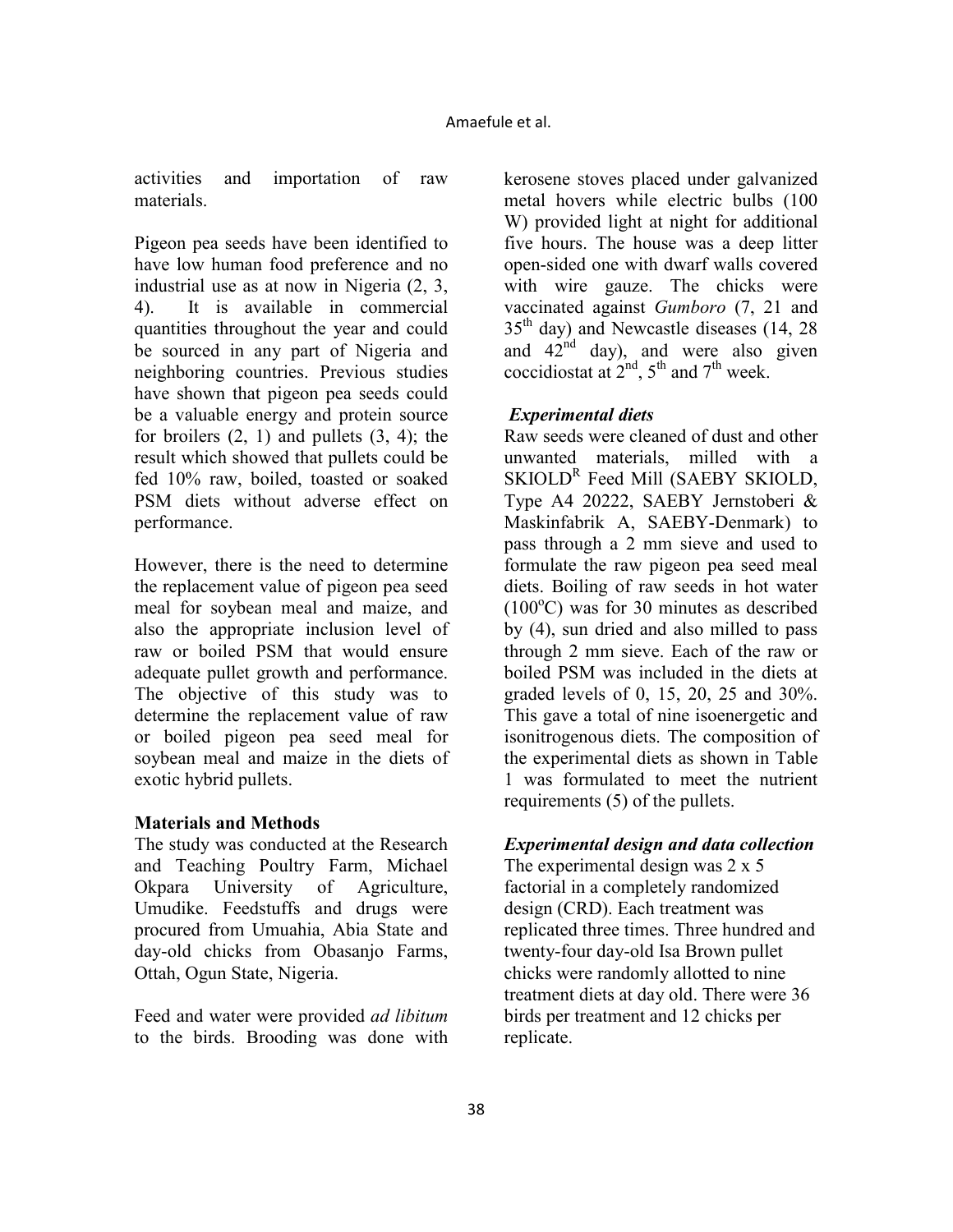activities and importation of raw materials.

Pigeon pea seeds have been identified to have low human food preference and no industrial use as at now in Nigeria (2, 3, 4). It is available in commercial quantities throughout the year and could be sourced in any part of Nigeria and neighboring countries. Previous studies have shown that pigeon pea seeds could be a valuable energy and protein source for broilers (2, 1) and pullets (3, 4); the result which showed that pullets could be fed 10% raw, boiled, toasted or soaked PSM diets without adverse effect on performance.

However, there is the need to determine the replacement value of pigeon pea seed meal for soybean meal and maize, and also the appropriate inclusion level of raw or boiled PSM that would ensure adequate pullet growth and performance. The objective of this study was to determine the replacement value of raw or boiled pigeon pea seed meal for soybean meal and maize in the diets of exotic hybrid pullets.

## Materials and Methods

The study was conducted at the Research and Teaching Poultry Farm, Michael Okpara University of Agriculture, Umudike. Feedstuffs and drugs were procured from Umuahia, Abia State and day-old chicks from Obasanjo Farms, Ottah, Ogun State, Nigeria.

Feed and water were provided *ad libitum* to the birds. Brooding was done with kerosene stoves placed under galvanized metal hovers while electric bulbs (100 W) provided light at night for additional five hours. The house was a deep litter open-sided one with dwarf walls covered with wire gauze. The chicks were vaccinated against *Gumboro* (7, 21 and 35th day) and Newcastle diseases (14, 28 and 42nd day), and were also given coccidiostat at 2nd, 5th and 7th week.

### *Experimental diets*

Raw seeds were cleaned of dust and other unwanted materials, milled with a SKIOLD[R] Feed Mill (SAEBY SKIOLD, Type A4 20222, SAEBY Jernstoberi & Maskinfabrik A, SAEBY-Denmark) to pass through a 2 mm sieve and used to formulate the raw pigeon pea seed meal diets. Boiling of raw seeds in hot water ($100^oC$) was for 30 minutes as described by (4), sun dried and also milled to pass through 2 mm sieve. Each of the raw or boiled PSM was included in the diets at graded levels of 0, 15, 20, 25 and 30%. This gave a total of nine isoenergetic and isonitrogenous diets. The composition of the experimental diets as shown in Table 1 was formulated to meet the nutrient requirements (5) of the pullets.

### *Experimental design and data collection*

The experimental design was 2 x 5 factorial in a completely randomized design (CRD). Each treatment was replicated three times. Three hundred and twenty-four day-old Isa Brown pullet chicks were randomly allotted to nine treatment diets at day old. There were 36 birds per treatment and 12 chicks per replicate.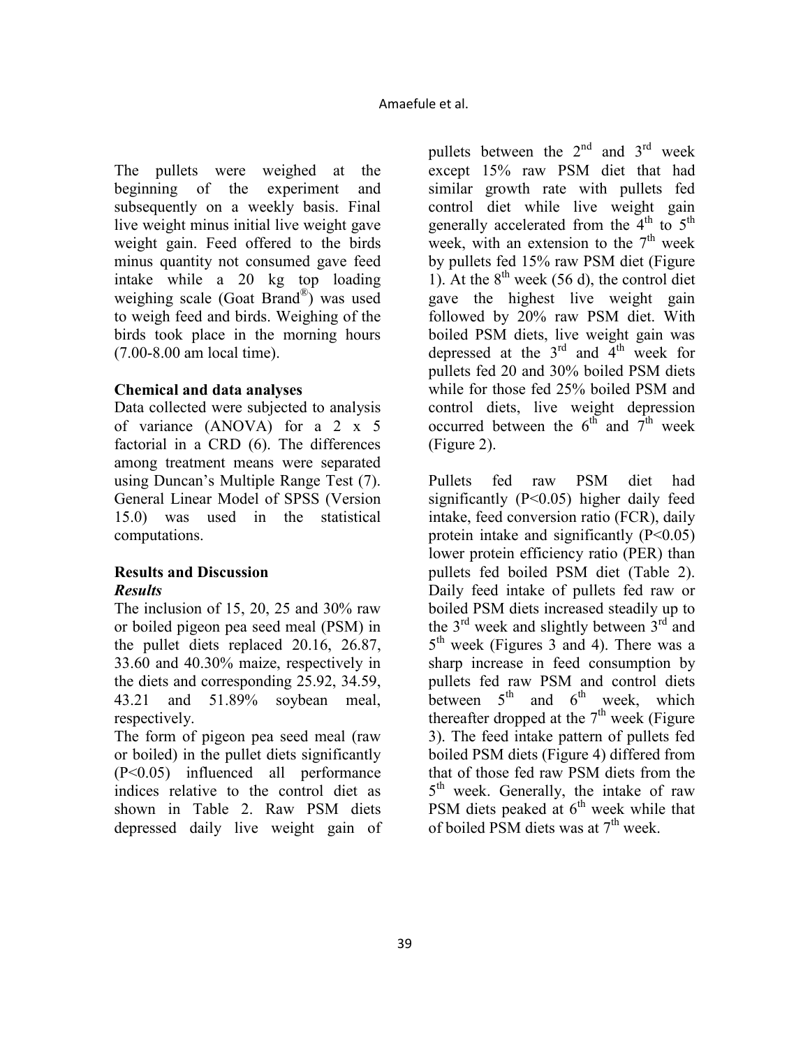The pullets were weighed at the beginning of the experiment and subsequently on a weekly basis. Final live weight minus initial live weight gave weight gain. Feed offered to the birds minus quantity not consumed gave feed intake while a 20 kg top loading weighing scale (Goat Brand®) was used to weigh feed and birds. Weighing of the birds took place in the morning hours (7.00-8.00 am local time).

### Chemical and data analyses

Data collected were subjected to analysis of variance (ANOVA) for a 2 x 5 factorial in a CRD (6). The differences among treatment means were separated using Duncan's Multiple Range Test (7). General Linear Model of SPSS (Version 15.0) was used in the statistical computations.

## Results and Discussion

### *Results*

The inclusion of 15, 20, 25 and 30% raw or boiled pigeon pea seed meal (PSM) in the pullet diets replaced 20.16, 26.87, 33.60 and 40.30% maize, respectively in the diets and corresponding 25.92, 34.59, 43.21 and 51.89% soybean meal, respectively.

The form of pigeon pea seed meal (raw or boiled) in the pullet diets significantly ($P<0.05$) influenced all performance indices relative to the control diet as shown in Table 2. Raw PSM diets depressed daily live weight gain of pullets between the 2nd and 3rd week except 15% raw PSM diet that had similar growth rate with pullets fed control diet while live weight gain generally accelerated from the 4th to 5th week, with an extension to the 7th week by pullets fed 15% raw PSM diet (Figure 1). At the 8th week (56 d), the control diet gave the highest live weight gain followed by 20% raw PSM diet. With boiled PSM diets, live weight gain was depressed at the 3rd and 4th week for pullets fed 20 and 30% boiled PSM diets while for those fed 25% boiled PSM and control diets, live weight depression occurred between the 6th and 7th week (Figure 2).

Pullets fed raw PSM diet had significantly ($P<0.05$) higher daily feed intake, feed conversion ratio (FCR), daily protein intake and significantly ($P<0.05$) lower protein efficiency ratio (PER) than pullets fed boiled PSM diet (Table 2). Daily feed intake of pullets fed raw or boiled PSM diets increased steadily up to the 3rd week and slightly between 3rd and 5th week (Figures 3 and 4). There was a sharp increase in feed consumption by pullets fed raw PSM and control diets between 5th and 6th week, which thereafter dropped at the 7th week (Figure 3). The feed intake pattern of pullets fed boiled PSM diets (Figure 4) differed from that of those fed raw PSM diets from the 5th week. Generally, the intake of raw PSM diets peaked at 6th week while that of boiled PSM diets was at 7th week.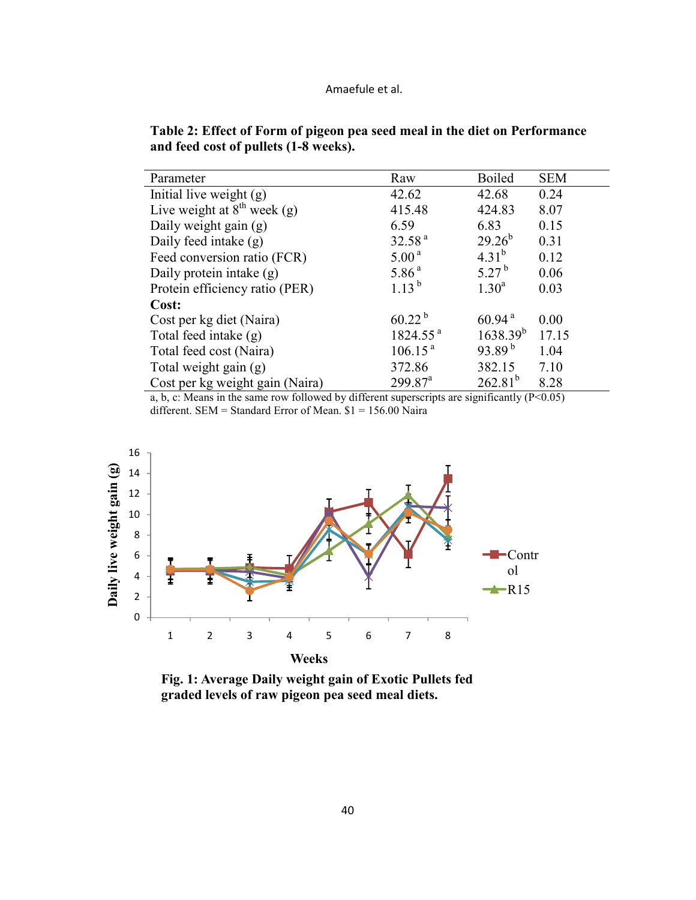**Table 2: Effect of Form of pigeon pea seed meal in the diet on Performance and feed cost of pullets (1-8 weeks).**

| Parameter | Raw | Boiled | SEM |
|---|---|---|---|
| Initial live weight (g) | 42.62 | 42.68 | 0.24 |
| Live weight at 8$^{th}$ week (g) | 415.48 | 424.83 | 8.07 |
| Daily weight gain (g) | 6.59 | 6.83 | 0.15 |
| Daily feed intake (g) | 32.58$^{a}$ | 29.26$^{b}$ | 0.31 |
| Feed conversion ratio (FCR) | 5.00$^{a}$ | 4.31$^{b}$ | 0.12 |
| Daily protein intake (g) | 5.86$^{a}$ | 5.27$^{b}$ | 0.06 |
| Protein efficiency ratio (PER) | 1.13$^{b}$ | 1.30$^{a}$ | 0.03 |
| **Cost:** | | | |
| Cost per kg diet (Naira) | 60.22$^{b}$ | 60.94$^{a}$ | 0.00 |
| Total feed intake (g) | 1824.55$^{a}$ | 1638.39$^{b}$ | 17.15 |
| Total feed cost (Naira) | 106.15$^{a}$ | 93.89$^{b}$ | 1.04 |
| Total weight gain (g) | 372.86 | 382.15 | 7.10 |
| Cost per kg weight gain (Naira) | 299.87$^{a}$ | 262.81$^{b}$ | 8.28 |

a, b, c: Means in the same row followed by different superscripts are significantly ($P<0.05$) different. SEM = Standard Error of Mean. $1 = 156.00 Naira

**Fig. 1: Average Daily weight gain of Exotic Pullets fed graded levels of raw pigeon pea seed meal diets.**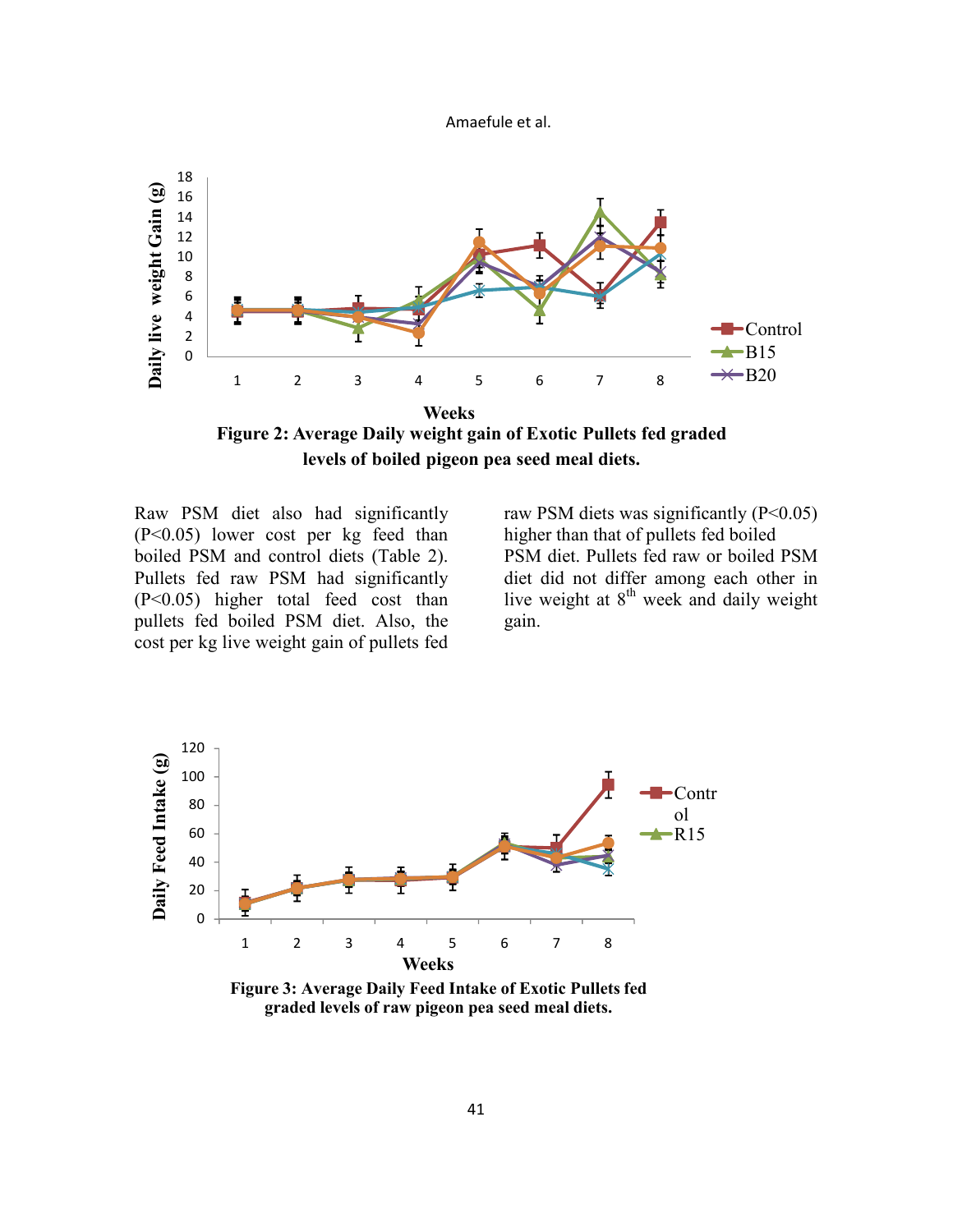**Figure 2: Average Daily weight gain of Exotic Pullets fed graded levels of boiled pigeon pea seed meal diets.**

Raw PSM diet also had significantly (P<0.05) lower cost per kg feed than boiled PSM and control diets (Table 2). Pullets fed raw PSM had significantly (P<0.05) higher total feed cost than pullets fed boiled PSM diet. Also, the cost per kg live weight gain of pullets fed raw PSM diets was significantly (P<0.05) higher than that of pullets fed boiled PSM diet. Pullets fed raw or boiled PSM diet did not differ among each other in live weight at 8th week and daily weight gain.

**Figure 3: Average Daily Feed Intake of Exotic Pullets fed graded levels of raw pigeon pea seed meal diets.**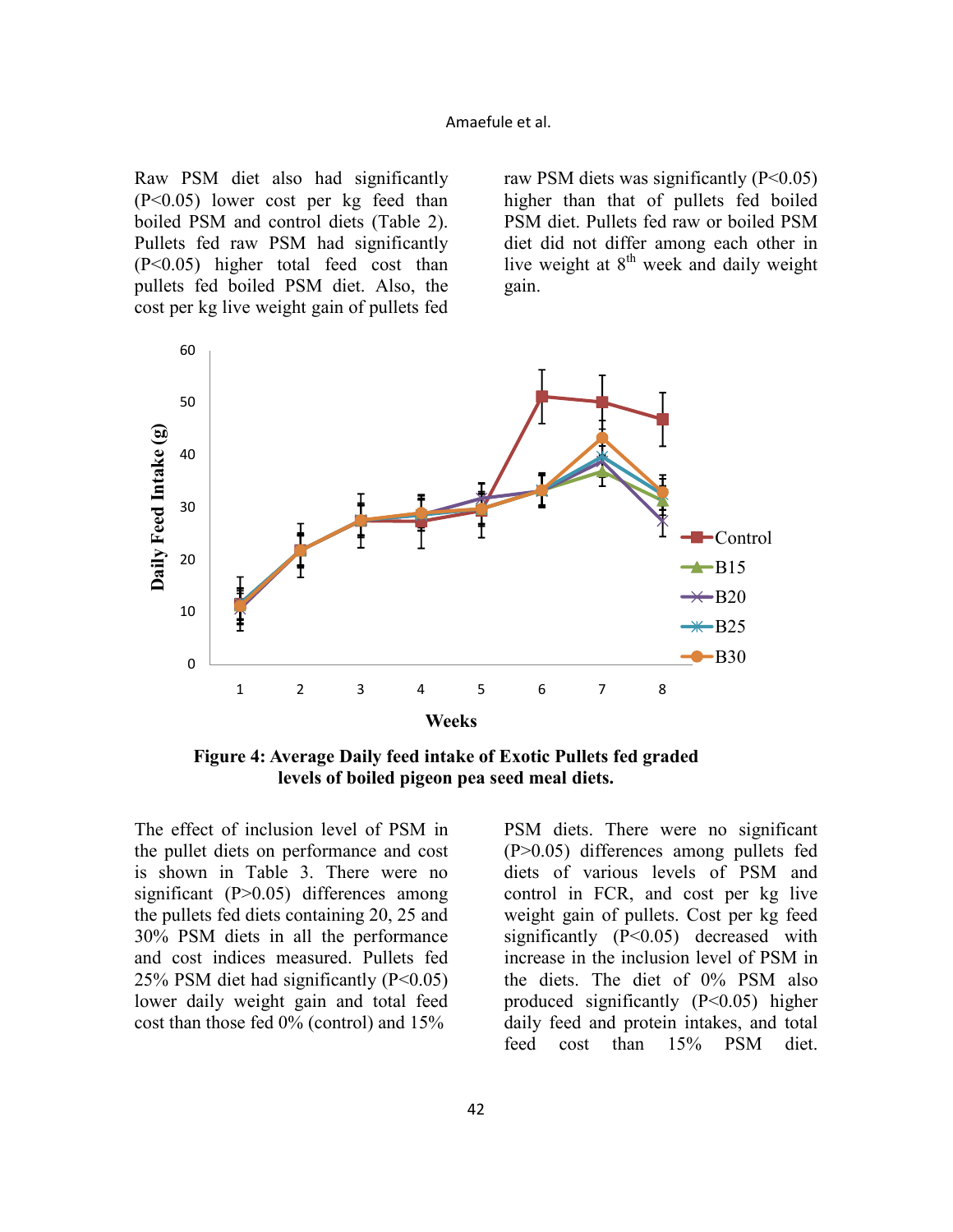Raw PSM diet also had significantly (P<0.05) lower cost per kg feed than boiled PSM and control diets (Table 2). Pullets fed raw PSM had significantly (P<0.05) higher total feed cost than pullets fed boiled PSM diet. Also, the cost per kg live weight gain of pullets fed raw PSM diets was significantly (P<0.05) higher than that of pullets fed boiled PSM diet. Pullets fed raw or boiled PSM diet did not differ among each other in live weight at 8th week and daily weight gain.

**Figure 4: Average Daily feed intake of Exotic Pullets fed graded levels of boiled pigeon pea seed meal diets.**

The effect of inclusion level of PSM in the pullet diets on performance and cost is shown in Table 3. There were no significant (P>0.05) differences among the pullets fed diets containing 20, 25 and 30% PSM diets in all the performance and cost indices measured. Pullets fed 25% PSM diet had significantly (P<0.05) lower daily weight gain and total feed cost than those fed 0% (control) and 15% PSM diets. There were no significant (P>0.05) differences among pullets fed diets of various levels of PSM and control in FCR, and cost per kg live weight gain of pullets. Cost per kg feed significantly (P<0.05) decreased with increase in the inclusion level of PSM in the diets. The diet of 0% PSM also produced significantly (P<0.05) higher daily feed and protein intakes, and total feed cost than 15% PSM diet.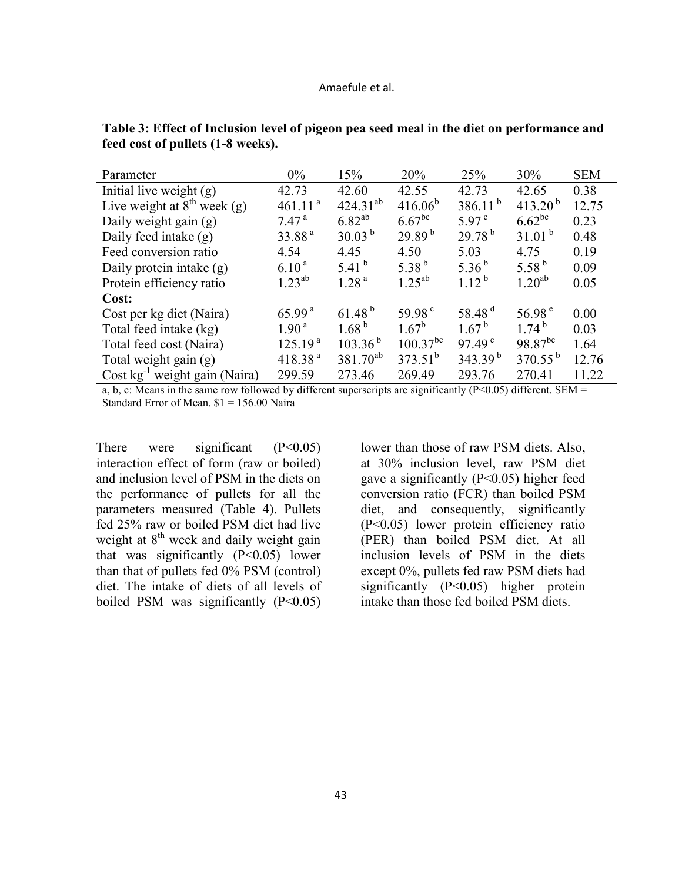**Table 3: Effect of Inclusion level of pigeon pea seed meal in the diet on performance and feed cost of pullets (1-8 weeks).**

| Parameter | 0% | 15% | 20% | 25% | 30% | SEM |
|---|---|---|---|---|---|---|
| Initial live weight (g) | 42.73 | 42.60 | 42.55 | 42.73 | 42.65 | 0.38 |
| Live weight at 8th week (g) | 461.11 [a] | 424.31[ab] | 416.06[b] | 386.11 [b] | 413.20 [b] | 12.75 |
| Daily weight gain (g) | 7.47 [a] | 6.82[ab] | 6.67[bc] | 5.97 [c] | 6.62[bc] | 0.23 |
| Daily feed intake (g) | 33.88 [a] | 30.03 [b] | 29.89 [b] | 29.78 [b] | 31.01 [b] | 0.48 |
| Feed conversion ratio | 4.54 | 4.45 | 4.50 | 5.03 | 4.75 | 0.19 |
| Daily protein intake (g) | 6.10 [a] | 5.41 [b] | 5.38 [b] | 5.36 [b] | 5.58 [b] | 0.09 |
| Protein efficiency ratio | 1.23[ab] | 1.28 [a] | 1.25[ab] | 1.12 [b] | 1.20[ab] | 0.05 |
| **Cost:** | | | | | | |
| Cost per kg diet (Naira) | 65.99 [a] | 61.48 [b] | 59.98 [c] | 58.48 [d] | 56.98 [e] | 0.00 |
| Total feed intake (kg) | 1.90 [a] | 1.68 [b] | 1.67[b] | 1.67 [b] | 1.74 [b] | 0.03 |
| Total feed cost (Naira) | 125.19 [a] | 103.36 [b] | 100.37[bc] | 97.49 [c] | 98.87[bc] | 1.64 |
| Total weight gain (g) | 418.38 [a] | 381.70[ab] | 373.51[b] | 343.39 [b] | 370.55 [b] | 12.76 |
| Cost $kg^{-1}$ weight gain (Naira) | 299.59 | 273.46 | 269.49 | 293.76 | 270.41 | 11.22 |

a, b, c: Means in the same row followed by different superscripts are significantly (P<0.05) different. SEM = Standard Error of Mean. $1 = 156.00 Naira

There were significant (P<0.05) interaction effect of form (raw or boiled) and inclusion level of PSM in the diets on the performance of pullets for all the parameters measured (Table 4). Pullets fed 25% raw or boiled PSM diet had live weight at 8th week and daily weight gain that was significantly (P<0.05) lower than that of pullets fed 0% PSM (control) diet. The intake of diets of all levels of boiled PSM was significantly (P<0.05) lower than those of raw PSM diets. Also, at 30% inclusion level, raw PSM diet gave a significantly (P<0.05) higher feed conversion ratio (FCR) than boiled PSM diet, and consequently, significantly (P<0.05) lower protein efficiency ratio (PER) than boiled PSM diet. At all inclusion levels of PSM in the diets except 0%, pullets fed raw PSM diets had significantly (P<0.05) higher protein intake than those fed boiled PSM diets.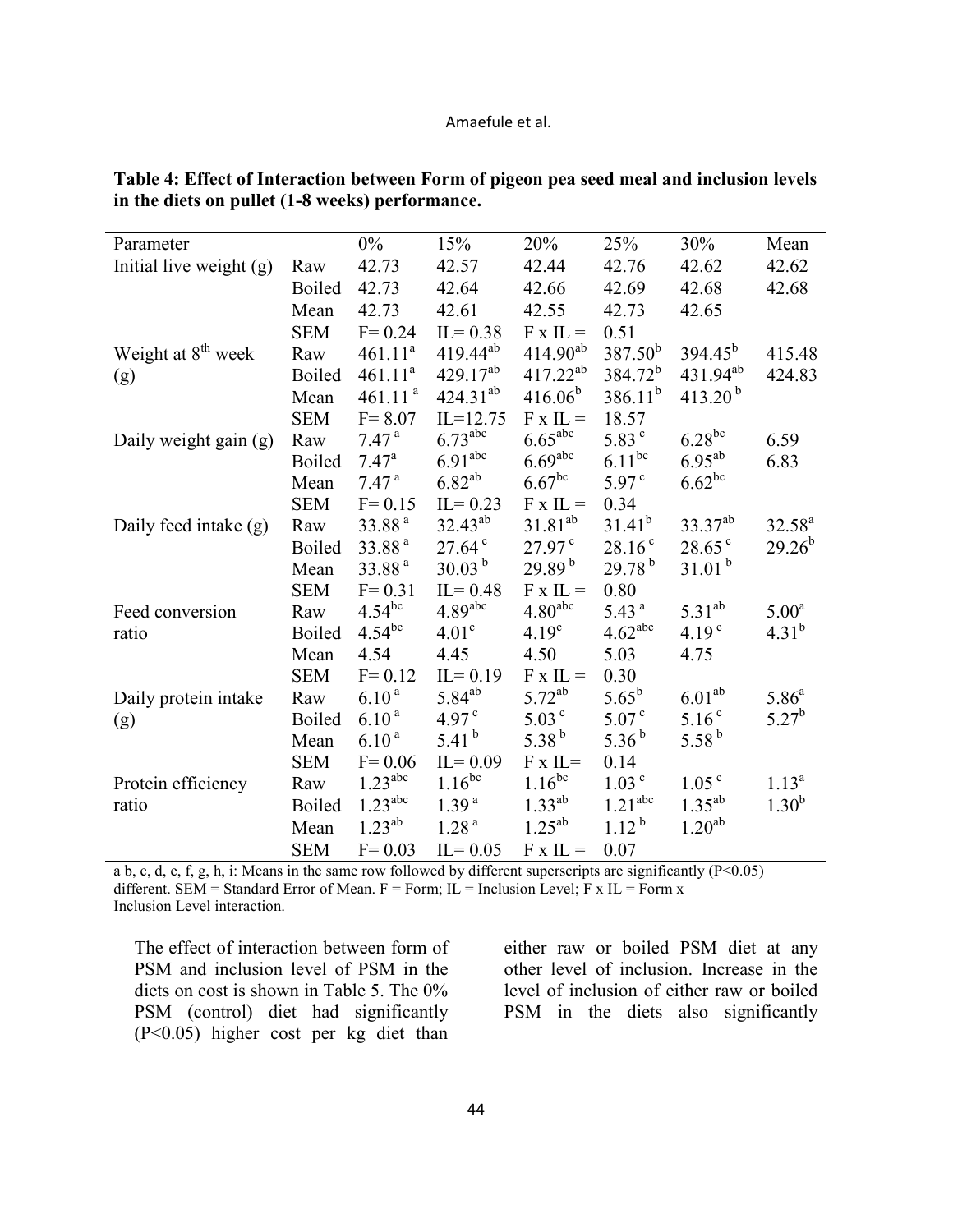**Table 4: Effect of Interaction between Form of pigeon pea seed meal and inclusion levels in the diets on pullet (1-8 weeks) performance.**

| Parameter | | 0% | 15% | 20% | 25% | 30% | Mean |
|---|---|---|---|---|---|---|---|
| Initial live weight (g) | Raw | 42.73 | 42.57 | 42.44 | 42.76 | 42.62 | 42.62 |
| | Boiled | 42.73 | 42.64 | 42.66 | 42.69 | 42.68 | 42.68 |
| | Mean | 42.73 | 42.61 | 42.55 | 42.73 | 42.65 | |
| | SEM | F= 0.24 | IL= 0.38 | F x IL = | 0.51 | | |
| Weight at 8th week (g) | Raw | 461.11^a | 419.44^ab | 414.90^ab | 387.50^b | 394.45^b | 415.48 |
| | Boiled | 461.11^a | 429.17^ab | 417.22^ab | 384.72^b | 431.94^ab | 424.83 |
| | Mean | 461.11^a | 424.31^ab | 416.06^b | 386.11^b | 413.20^b | |
| | SEM | F= 8.07 | IL=12.75 | F x IL = | 18.57 | | |
| Daily weight gain (g) | Raw | 7.47^a | 6.73^abc | 6.65^abc | 5.83^c | 6.28^bc | 6.59 |
| | Boiled | 7.47^a | 6.91^abc | 6.69^abc | 6.11^bc | 6.95^ab | 6.83 |
| | Mean | 7.47^a | 6.82^ab | 6.67^bc | 5.97^c | 6.62^bc | |
| | SEM | F= 0.15 | IL= 0.23 | F x IL = | 0.34 | | |
| Daily feed intake (g) | Raw | 33.88^a | 32.43^ab | 31.81^ab | 31.41^b | 33.37^ab | 32.58^a |
| | Boiled | 33.88^a | 27.64^c | 27.97^c | 28.16^c | 28.65^c | 29.26^b |
| | Mean | 33.88^a | 30.03^b | 29.89^b | 29.78^b | 31.01^b | |
| | SEM | F= 0.31 | IL= 0.48 | F x IL = | 0.80 | | |
| Feed conversion ratio | Raw | 4.54^bc | 4.89^abc | 4.80^abc | 5.43^a | 5.31^ab | 5.00^a |
| | Boiled | 4.54^bc | 4.01^c | 4.19^c | 4.62^abc | 4.19^c | 4.31^b |
| | Mean | 4.54 | 4.45 | 4.50 | 5.03 | 4.75 | |
| | SEM | F= 0.12 | IL= 0.19 | F x IL = | 0.30 | | |
| Daily protein intake (g) | Raw | 6.10^a | 5.84^ab | 5.72^ab | 5.65^b | 6.01^ab | 5.86^a |
| | Boiled | 6.10^a | 4.97^c | 5.03^c | 5.07^c | 5.16^c | 5.27^b |
| | Mean | 6.10^a | 5.41^b | 5.38^b | 5.36^b | 5.58^b | |
| | SEM | F= 0.06 | IL= 0.09 | F x IL= | 0.14 | | |
| Protein efficiency ratio | Raw | 1.23^abc | 1.16^bc | 1.16^bc | 1.03^c | 1.05^c | 1.13^a |
| | Boiled | 1.23^abc | 1.39^a | 1.33^ab | 1.21^abc | 1.35^ab | 1.30^b |
| | Mean | 1.23^ab | 1.28^a | 1.25^ab | 1.12^b | 1.20^ab | |
| | SEM | F= 0.03 | IL= 0.05 | F x IL = | 0.07 | | |

a b, c, d, e, f, g, h, i: Means in the same row followed by different superscripts are significantly ($P<0.05$) different. SEM = Standard Error of Mean. F = Form; IL = Inclusion Level; F x IL = Form x Inclusion Level interaction.

The effect of interaction between form of PSM and inclusion level of PSM in the diets on cost is shown in Table 5. The 0% PSM (control) diet had significantly ($P<0.05$) higher cost per kg diet than either raw or boiled PSM diet at any other level of inclusion. Increase in the level of inclusion of either raw or boiled PSM in the diets also significantly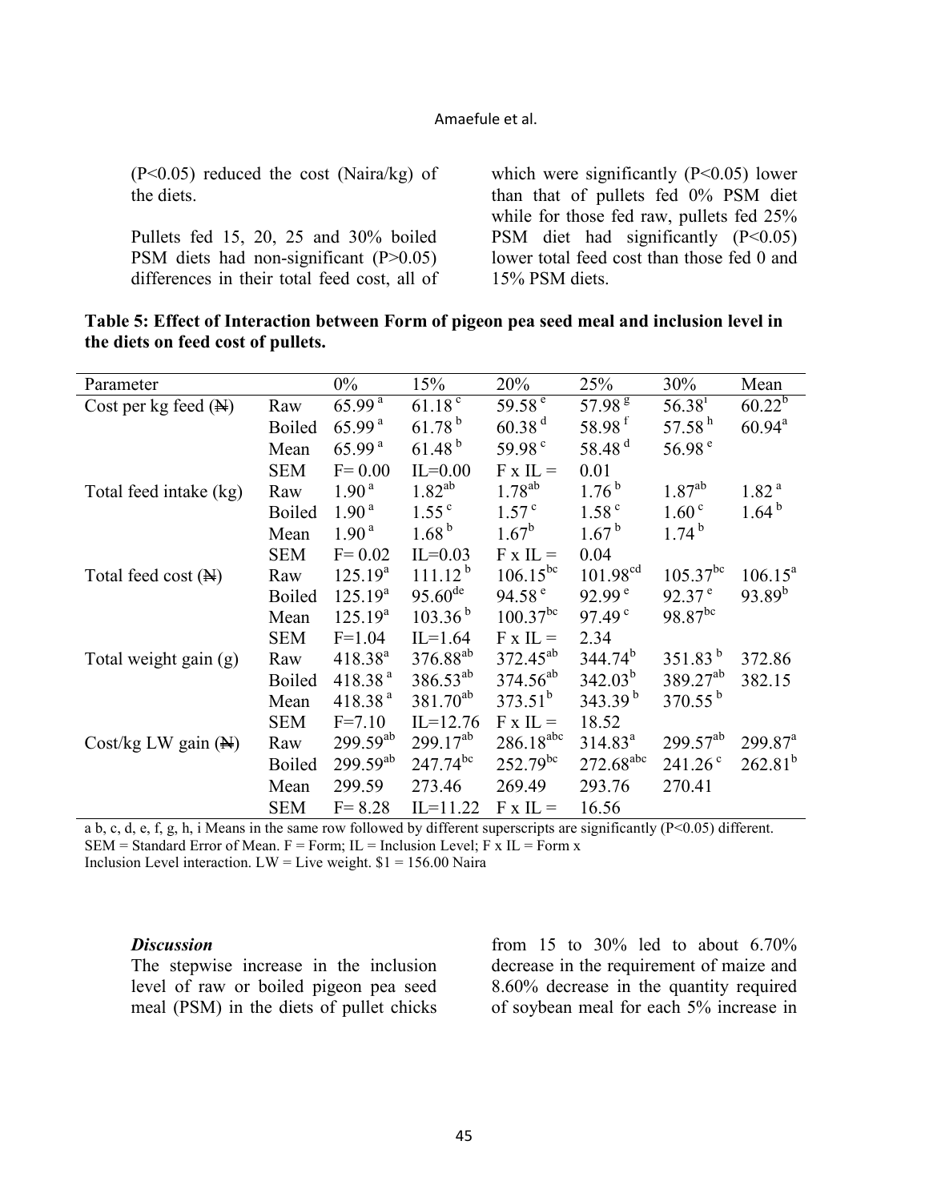(P<0.05) reduced the cost (Naira/kg) of the diets.

Pullets fed 15, 20, 25 and 30% boiled PSM diets had non-significant (P>0.05) differences in their total feed cost, all of which were significantly (P<0.05) lower than that of pullets fed 0% PSM diet while for those fed raw, pullets fed 25% PSM diet had significantly (P<0.05) lower total feed cost than those fed 0 and 15% PSM diets.

**Table 5: Effect of Interaction between Form of pigeon pea seed meal and inclusion level in the diets on feed cost of pullets.**

| Parameter | | 0% | 15% | 20% | 25% | 30% | Mean |
|---|---|---|---|---|---|---|---|
| Cost per kg feed (₦) | Raw | $65.99^{a}$ | $61.18^{c}$ | $59.58^{e}$ | $57.98^{g}$ | $56.38^{i}$ | $60.22^{b}$ |
| | Boiled | $65.99^{a}$ | $61.78^{b}$ | $60.38^{d}$ | $58.98^{f}$ | $57.58^{h}$ | $60.94^{a}$ |
| | Mean | $65.99^{a}$ | $61.48^{b}$ | $59.98^{c}$ | $58.48^{d}$ | $56.98^{e}$ | |
| | SEM | F= 0.00 | IL=0.00 | F x IL = | 0.01 | | |
| Total feed intake (kg) | Raw | $1.90^{a}$ | $1.82^{ab}$ | $1.78^{ab}$ | $1.76^{b}$ | $1.87^{ab}$ | $1.82^{a}$ |
| | Boiled | $1.90^{a}$ | $1.55^{c}$ | $1.57^{c}$ | $1.58^{c}$ | $1.60^{c}$ | $1.64^{b}$ |
| | Mean | $1.90^{a}$ | $1.68^{b}$ | $1.67^{b}$ | $1.67^{b}$ | $1.74^{b}$ | |
| | SEM | F= 0.02 | IL=0.03 | F x IL = | 0.04 | | |
| Total feed cost (₦) | Raw | $125.19^{a}$ | $111.12^{b}$ | $106.15^{bc}$ | $101.98^{cd}$ | $105.37^{bc}$ | $106.15^{a}$ |
| | Boiled | $125.19^{a}$ | $95.60^{de}$ | $94.58^{e}$ | $92.99^{e}$ | $92.37^{e}$ | $93.89^{b}$ |
| | Mean | $125.19^{a}$ | $103.36^{b}$ | $100.37^{bc}$ | $97.49^{c}$ | $98.87^{bc}$ | |
| | SEM | F=1.04 | IL=1.64 | F x IL = | 2.34 | | |
| Total weight gain (g) | Raw | $418.38^{a}$ | $376.88^{ab}$ | $372.45^{ab}$ | $344.74^{b}$ | $351.83^{b}$ | 372.86 |
| | Boiled | $418.38^{a}$ | $386.53^{ab}$ | $374.56^{ab}$ | $342.03^{b}$ | $389.27^{ab}$ | 382.15 |
| | Mean | $418.38^{a}$ | $381.70^{ab}$ | $373.51^{b}$ | $343.39^{b}$ | $370.55^{b}$ | |
| | SEM | F=7.10 | IL=12.76 | F x IL = | 18.52 | | |
| Cost/kg LW gain (₦) | Raw | $299.59^{ab}$ | $299.17^{ab}$ | $286.18^{abc}$ | $314.83^{a}$ | $299.57^{ab}$ | $299.87^{a}$ |
| | Boiled | $299.59^{ab}$ | $247.74^{bc}$ | $252.79^{bc}$ | $272.68^{abc}$ | $241.26^{c}$ | $262.81^{b}$ |
| | Mean | 299.59 | 273.46 | 269.49 | 293.76 | 270.41 | |
| | SEM | F= 8.28 | IL=11.22 | F x IL = | 16.56 | | |

a b, c, d, e, f, g, h, i Means in the same row followed by different superscripts are significantly (P<0.05) different.
SEM = Standard Error of Mean. F = Form; IL = Inclusion Level; F x IL = Form x Inclusion Level interaction. LW = Live weight. $1 = 156.00 Naira

### *Discussion*

The stepwise increase in the inclusion level of raw or boiled pigeon pea seed meal (PSM) in the diets of pullet chicks from 15 to 30% led to about 6.70% decrease in the requirement of maize and 8.60% decrease in the quantity required of soybean meal for each 5% increase in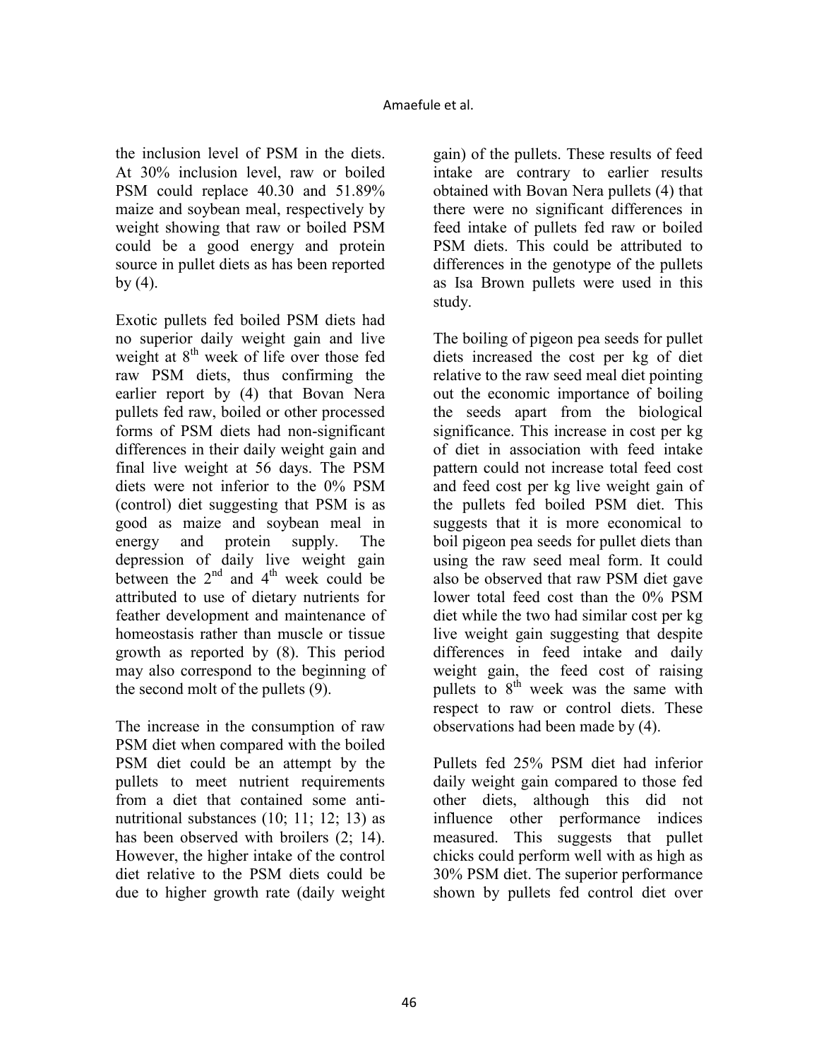the inclusion level of PSM in the diets. At 30% inclusion level, raw or boiled PSM could replace 40.30 and 51.89% maize and soybean meal, respectively by weight showing that raw or boiled PSM could be a good energy and protein source in pullet diets as has been reported by (4).

Exotic pullets fed boiled PSM diets had no superior daily weight gain and live weight at 8th week of life over those fed raw PSM diets, thus confirming the earlier report by (4) that Bovan Nera pullets fed raw, boiled or other processed forms of PSM diets had non-significant differences in their daily weight gain and final live weight at 56 days. The PSM diets were not inferior to the 0% PSM (control) diet suggesting that PSM is as good as maize and soybean meal in energy and protein supply. The depression of daily live weight gain between the 2nd and 4th week could be attributed to use of dietary nutrients for feather development and maintenance of homeostasis rather than muscle or tissue growth as reported by (8). This period may also correspond to the beginning of the second molt of the pullets (9).

The increase in the consumption of raw PSM diet when compared with the boiled PSM diet could be an attempt by the pullets to meet nutrient requirements from a diet that contained some anti-nutritional substances (10; 11; 12; 13) as has been observed with broilers (2; 14). However, the higher intake of the control diet relative to the PSM diets could be due to higher growth rate (daily weight gain) of the pullets. These results of feed intake are contrary to earlier results obtained with Bovan Nera pullets (4) that there were no significant differences in feed intake of pullets fed raw or boiled PSM diets. This could be attributed to differences in the genotype of the pullets as Isa Brown pullets were used in this study.

The boiling of pigeon pea seeds for pullet diets increased the cost per kg of diet relative to the raw seed meal diet pointing out the economic importance of boiling the seeds apart from the biological significance. This increase in cost per kg of diet in association with feed intake pattern could not increase total feed cost and feed cost per kg live weight gain of the pullets fed boiled PSM diet. This suggests that it is more economical to boil pigeon pea seeds for pullet diets than using the raw seed meal form. It could also be observed that raw PSM diet gave lower total feed cost than the 0% PSM diet while the two had similar cost per kg live weight gain suggesting that despite differences in feed intake and daily weight gain, the feed cost of raising pullets to 8th week was the same with respect to raw or control diets. These observations had been made by (4).

Pullets fed 25% PSM diet had inferior daily weight gain compared to those fed other diets, although this did not influence other performance indices measured. This suggests that pullet chicks could perform well with as high as 30% PSM diet. The superior performance shown by pullets fed control diet over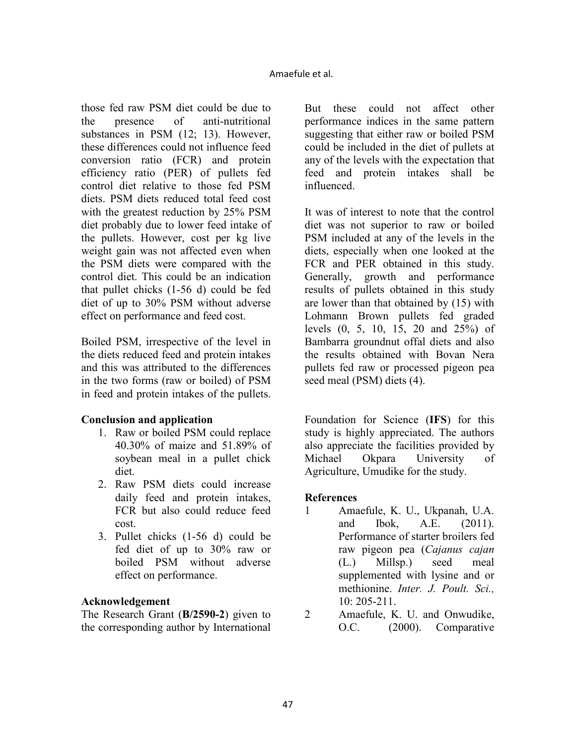those fed raw PSM diet could be due to the presence of anti-nutritional substances in PSM (12; 13). However, these differences could not influence feed conversion ratio (FCR) and protein efficiency ratio (PER) of pullets fed control diet relative to those fed PSM diets. PSM diets reduced total feed cost with the greatest reduction by 25% PSM diet probably due to lower feed intake of the pullets. However, cost per kg live weight gain was not affected even when the PSM diets were compared with the control diet. This could be an indication that pullet chicks (1-56 d) could be fed diet of up to 30% PSM without adverse effect on performance and feed cost.

Boiled PSM, irrespective of the level in the diets reduced feed and protein intakes and this was attributed to the differences in the two forms (raw or boiled) of PSM in feed and protein intakes of the pullets.

But these could not affect other performance indices in the same pattern suggesting that either raw or boiled PSM could be included in the diet of pullets at any of the levels with the expectation that feed and protein intakes shall be influenced.

It was of interest to note that the control diet was not superior to raw or boiled PSM included at any of the levels in the diets, especially when one looked at the FCR and PER obtained in this study. Generally, growth and performance results of pullets obtained in this study are lower than that obtained by (15) with Lohmann Brown pullets fed graded levels (0, 5, 10, 15, 20 and 25%) of Bambarra groundnut offal diets and also the results obtained with Bovan Nera pullets fed raw or processed pigeon pea seed meal (PSM) diets (4).

## Conclusion and application

1. Raw or boiled PSM could replace 40.30% of maize and 51.89% of soybean meal in a pullet chick diet.
2. Raw PSM diets could increase daily feed and protein intakes, FCR but also could reduce feed cost.
3. Pullet chicks (1-56 d) could be fed diet of up to 30% raw or boiled PSM without adverse effect on performance.

## Acknowledgement

The Research Grant (**B/2590-2**) given to the corresponding author by International Foundation for Science (**IFS**) for this study is highly appreciated. The authors also appreciate the facilities provided by Michael Okpara University of Agriculture, Umudike for the study.

## References

1 Amaefule, K. U., Ukpanah, U.A. and Ibok, A.E. (2011). Performance of starter broilers fed raw pigeon pea (*Cajanus cajan* (L.) Millsp.) seed meal supplemented with lysine and or methionine. *Inter. J. Poult. Sci.,* 10: 205-211.

2 Amaefule, K. U. and Onwudike, O.C. (2000). Comparative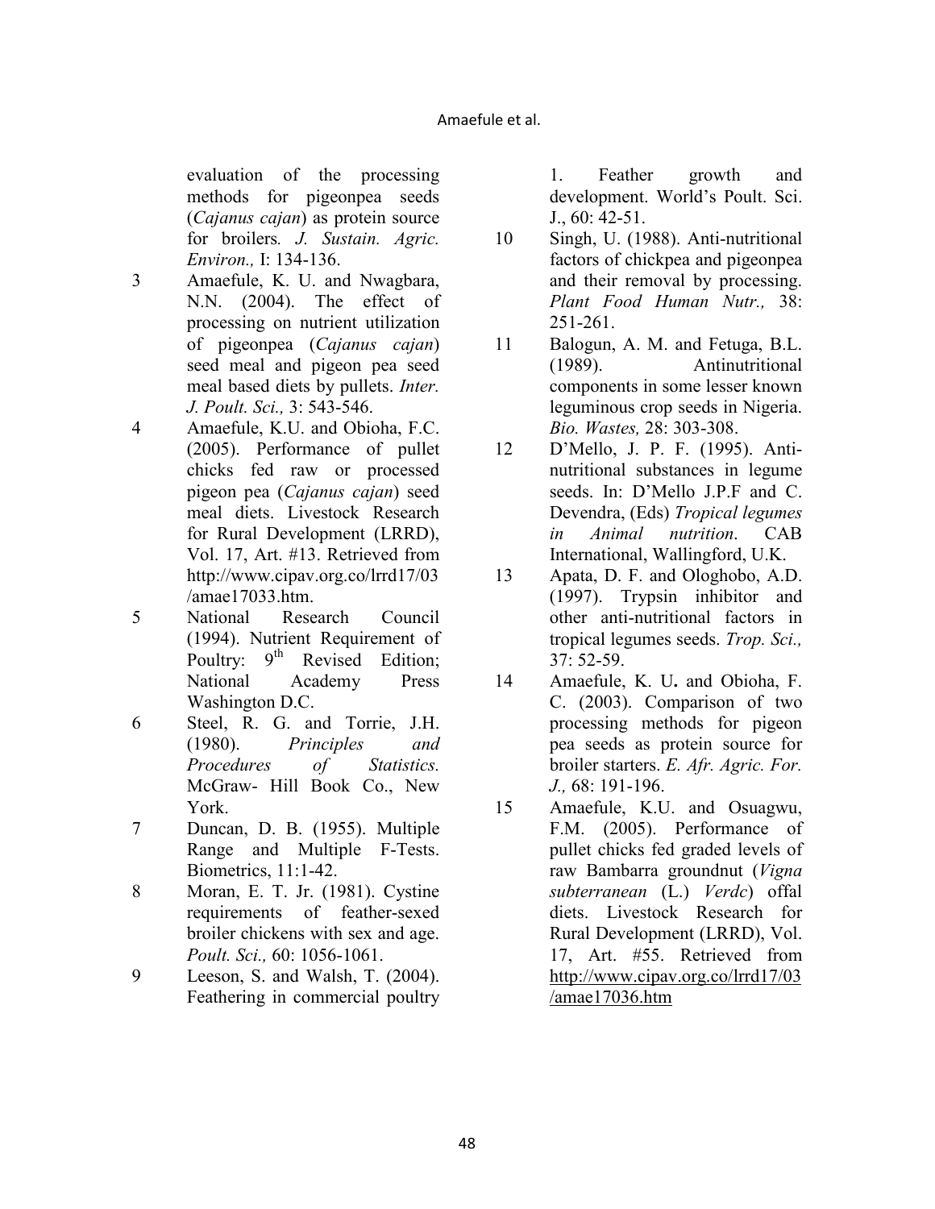evaluation of the processing methods for pigeonpea seeds (*Cajanus cajan*) as protein source for broilers*. J. Sustain. Agric. Environ.,* I: 134-136.

3 Amaefule, K. U. and Nwagbara, N.N. (2004). The effect of processing on nutrient utilization of pigeonpea (*Cajanus cajan*) seed meal and pigeon pea seed meal based diets by pullets. *Inter. J. Poult. Sci.,* 3: 543-546.

4 Amaefule, K.U. and Obioha, F.C. (2005). Performance of pullet chicks fed raw or processed pigeon pea (*Cajanus cajan*) seed meal diets. Livestock Research for Rural Development (LRRD), Vol. 17, Art. #13. Retrieved from http://www.cipav.org.co/lrrd17/03/amae17033.htm.

5 National Research Council (1994). Nutrient Requirement of Poultry: 9th Revised Edition; National Academy Press Washington D.C.

6 Steel, R. G. and Torrie, J.H. (1980). *Principles and Procedures of Statistics.* McGraw- Hill Book Co., New York.

7 Duncan, D. B. (1955). Multiple Range and Multiple F-Tests. Biometrics, 11:1-42.

8 Moran, E. T. Jr. (1981). Cystine requirements of feather-sexed broiler chickens with sex and age. *Poult. Sci.,* 60: 1056-1061.

9 Leeson, S. and Walsh, T. (2004). Feathering in commercial poultry 1. Feather growth and development. World's Poult. Sci. J., 60: 42-51.

10 Singh, U. (1988). Anti-nutritional factors of chickpea and pigeonpea and their removal by processing. *Plant Food Human Nutr.,* 38: 251-261.

11 Balogun, A. M. and Fetuga, B.L. (1989). Antinutritional components in some lesser known leguminous crop seeds in Nigeria. *Bio. Wastes,* 28: 303-308.

12 D'Mello, J. P. F. (1995). Anti-nutritional substances in legume seeds. In: D'Mello J.P.F and C. Devendra, (Eds) *Tropical legumes in Animal nutrition*. CAB International, Wallingford, U.K.

13 Apata, D. F. and Ologhobo, A.D. (1997). Trypsin inhibitor and other anti-nutritional factors in tropical legumes seeds. *Trop. Sci.,* 37: 52-59.

14 Amaefule, K. U**.** and Obioha, F. C. (2003). Comparison of two processing methods for pigeon pea seeds as protein source for broiler starters. *E. Afr. Agric. For. J.,* 68: 191-196.

15 Amaefule, K.U. and Osuagwu, F.M. (2005). Performance of pullet chicks fed graded levels of raw Bambarra groundnut (*Vigna subterranean* (L.) *Verdc*) offal diets. Livestock Research for Rural Development (LRRD), Vol. 17, Art. #55. Retrieved from http://www.cipav.org.co/lrrd17/03/amae17036.htm